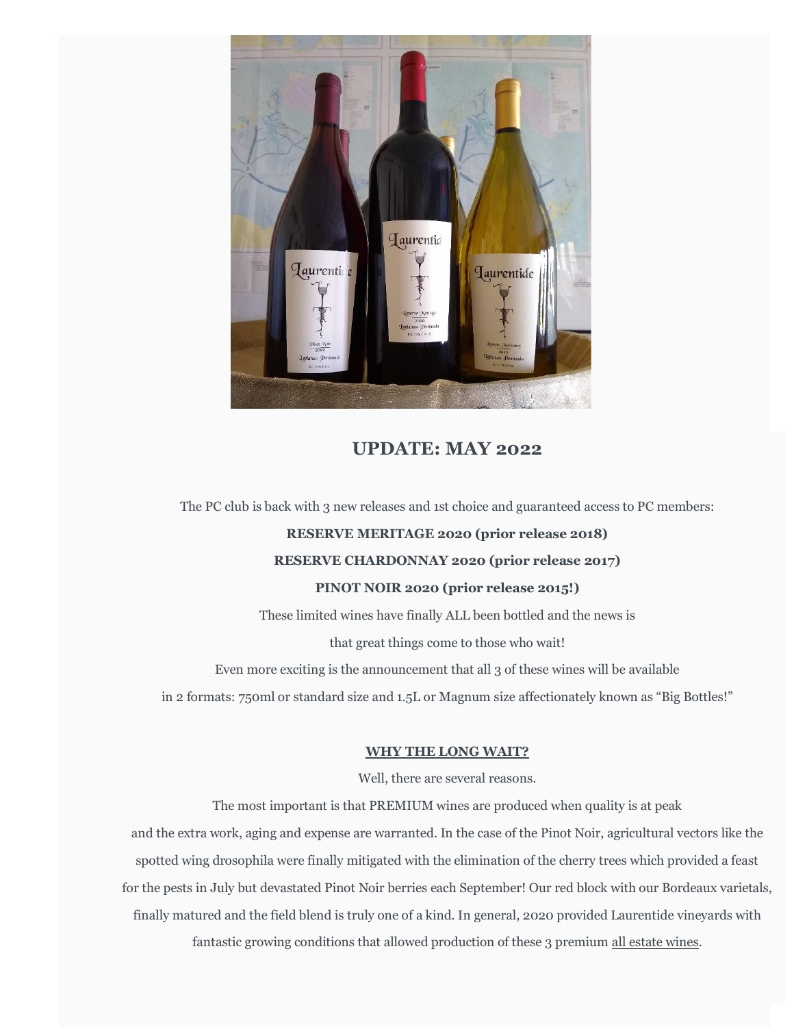## UPDATE: MAY 2022

The PC club is back with 3 new releases and 1st choice and guaranteed access to PC members:

**RESERVE MERITAGE 2020 (prior release 2018)**

**RESERVE CHARDONNAY 2020 (prior release 2017)**

**PINOT NOIR 2020 (prior release 2015!)**

These limited wines have finally ALL been bottled and the news is that great things come to those who wait!

Even more exciting is the announcement that all 3 of these wines will be available in 2 formats: 750ml or standard size and 1.5L or Magnum size affectionately known as "Big Bottles!"

**WHY THE LONG WAIT?**

Well, there are several reasons.

The most important is that PREMIUM wines are produced when quality is at peak and the extra work, aging and expense are warranted. In the case of the Pinot Noir, agricultural vectors like the spotted wing drosophila were finally mitigated with the elimination of the cherry trees which provided a feast for the pests in July but devastated Pinot Noir berries each September! Our red block with our Bordeaux varietals, finally matured and the field blend is truly one of a kind. In general, 2020 provided Laurentide vineyards with fantastic growing conditions that allowed production of these 3 premium all estate wines.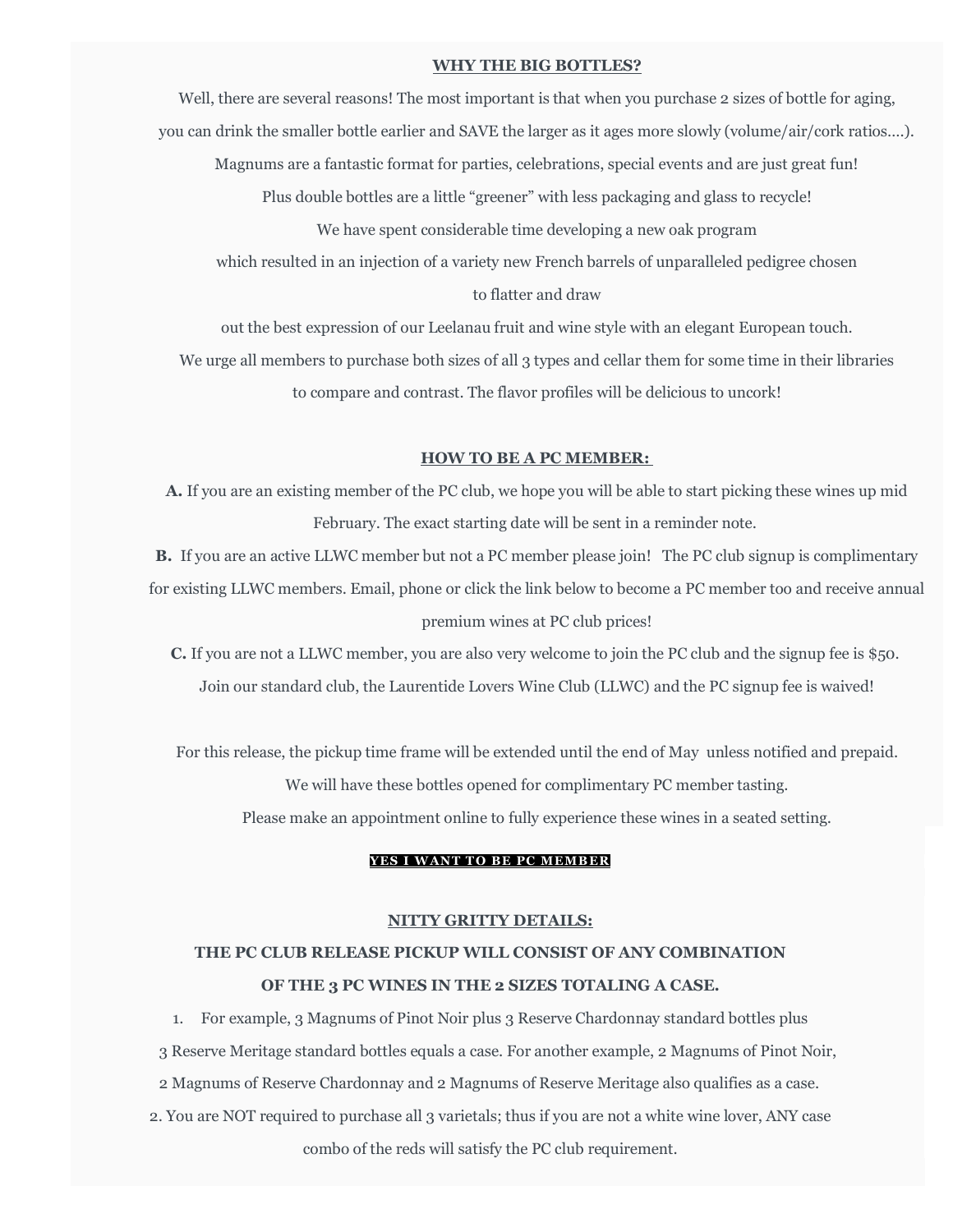## WHY THE BIG BOTTLES?

Well, there are several reasons! The most important is that when you purchase 2 sizes of bottle for aging, you can drink the smaller bottle earlier and SAVE the larger as it ages more slowly (volume/air/cork ratios….).

Magnums are a fantastic format for parties, celebrations, special events and are just great fun!

Plus double bottles are a little "greener" with less packaging and glass to recycle!

We have spent considerable time developing a new oak program which resulted in an injection of a variety new French barrels of unparalleled pedigree chosen to flatter and draw out the best expression of our Leelanau fruit and wine style with an elegant European touch.

We urge all members to purchase both sizes of all 3 types and cellar them for some time in their libraries to compare and contrast. The flavor profiles will be delicious to uncork!

## HOW TO BE A PC MEMBER:

**A.** If you are an existing member of the PC club, we hope you will be able to start picking these wines up mid February. The exact starting date will be sent in a reminder note.

**B.** If you are an active LLWC member but not a PC member please join! The PC club signup is complimentary for existing LLWC members. Email, phone or click the link below to become a PC member too and receive annual premium wines at PC club prices!

**C.** If you are not a LLWC member, you are also very welcome to join the PC club and the signup fee is $50. Join our standard club, the Laurentide Lovers Wine Club (LLWC) and the PC signup fee is waived!

For this release, the pickup time frame will be extended until the end of May unless notified and prepaid.

We will have these bottles opened for complimentary PC member tasting.

Please make an appointment online to fully experience these wines in a seated setting.

**YES I WANT TO BE PC MEMBER**

## NITTY GRITTY DETAILS:

**THE PC CLUB RELEASE PICKUP WILL CONSIST OF ANY COMBINATION OF THE 3 PC WINES IN THE 2 SIZES TOTALING A CASE.**

1. For example, 3 Magnums of Pinot Noir plus 3 Reserve Chardonnay standard bottles plus 3 Reserve Meritage standard bottles equals a case. For another example, 2 Magnums of Pinot Noir, 2 Magnums of Reserve Chardonnay and 2 Magnums of Reserve Meritage also qualifies as a case.
2. You are NOT required to purchase all 3 varietals; thus if you are not a white wine lover, ANY case combo of the reds will satisfy the PC club requirement.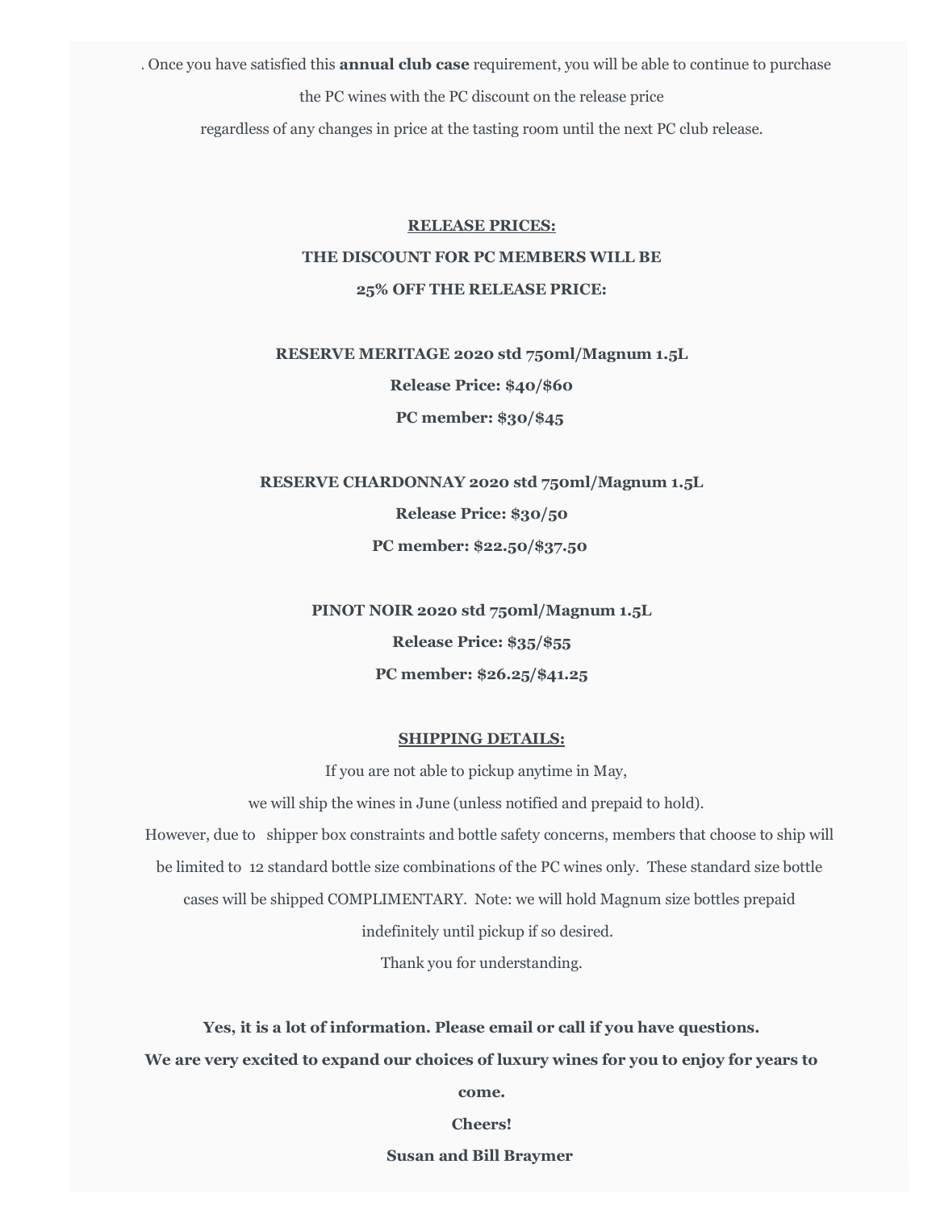. Once you have satisfied this **annual club case** requirement, you will be able to continue to purchase the PC wines with the PC discount on the release price regardless of any changes in price at the tasting room until the next PC club release.

**RELEASE PRICES:**

**THE DISCOUNT FOR PC MEMBERS WILL BE**

**25% OFF THE RELEASE PRICE:**

**RESERVE MERITAGE 2020 std 750ml/Magnum 1.5L**

**Release Price: $40/$60**

**PC member: $30/$45**

**RESERVE CHARDONNAY 2020 std 750ml/Magnum 1.5L**

**Release Price: $30/50**

**PC member: $22.50/$37.50**

**PINOT NOIR 2020 std 750ml/Magnum 1.5L**

**Release Price: $35/$55**

**PC member: $26.25/$41.25**

**SHIPPING DETAILS:**

If you are not able to pickup anytime in May, we will ship the wines in June (unless notified and prepaid to hold). However, due to shipper box constraints and bottle safety concerns, members that choose to ship will be limited to 12 standard bottle size combinations of the PC wines only. These standard size bottle cases will be shipped COMPLIMENTARY. Note: we will hold Magnum size bottles prepaid indefinitely until pickup if so desired.

Thank you for understanding.

**Yes, it is a lot of information. Please email or call if you have questions.**

**We are very excited to expand our choices of luxury wines for you to enjoy for years to come.**

**Cheers!**

**Susan and Bill Braymer**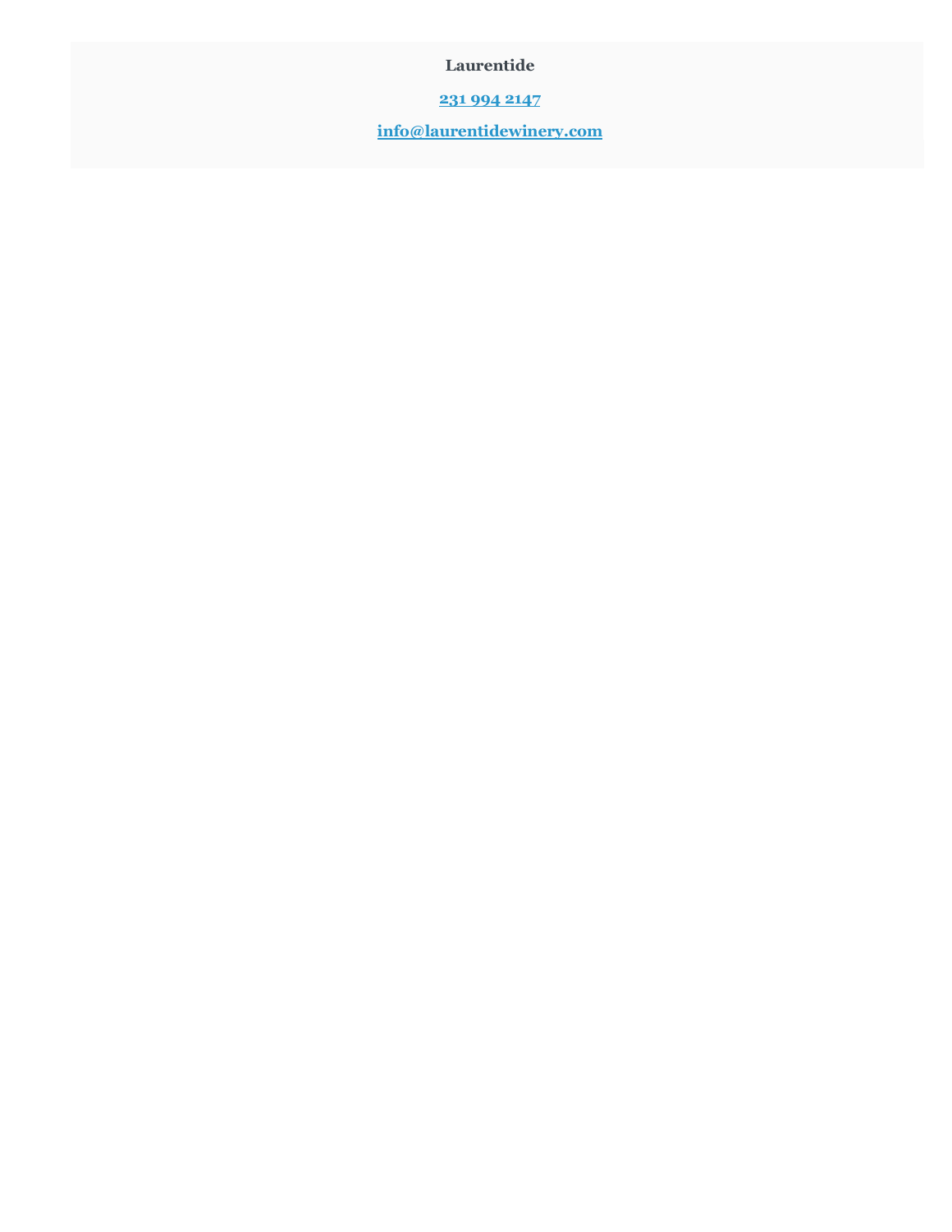**Laurentide**

**231 994 2147**

**info@laurentidewinery.com**